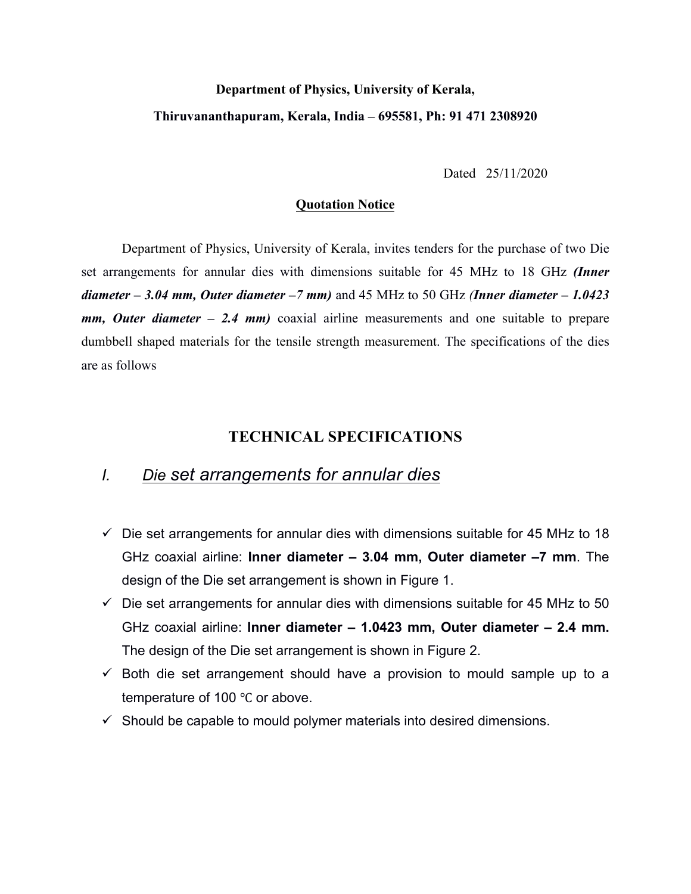**Department of Physics, University of Kerala,**

**Thiruvananthapuram, Kerala, India – 695581, Ph: 91 471 2308920**

Dated 25/11/2020

**<u>Quotation Notice</u>**

Department of Physics, University of Kerala, invites tenders for the purchase of two Die set arrangements for annular dies with dimensions suitable for 45 MHz to 18 GHz ***(Inner diameter – 3.04 mm, Outer diameter –7 mm)*** and 45 MHz to 50 GHz ***(Inner diameter – 1.0423 mm, Outer diameter – 2.4 mm)*** coaxial airline measurements and one suitable to prepare dumbbell shaped materials for the tensile strength measurement. The specifications of the dies are as follows

## TECHNICAL SPECIFICATIONS

### *I. <u>Die set arrangements for annular dies</u>*

- ✓ Die set arrangements for annular dies with dimensions suitable for 45 MHz to 18 GHz coaxial airline: **Inner diameter – 3.04 mm, Outer diameter –7 mm**. The design of the Die set arrangement is shown in Figure 1.
- ✓ Die set arrangements for annular dies with dimensions suitable for 45 MHz to 50 GHz coaxial airline: **Inner diameter – 1.0423 mm, Outer diameter – 2.4 mm.** The design of the Die set arrangement is shown in Figure 2.
- ✓ Both die set arrangement should have a provision to mould sample up to a temperature of 100 ℃ or above.
- ✓ Should be capable to mould polymer materials into desired dimensions.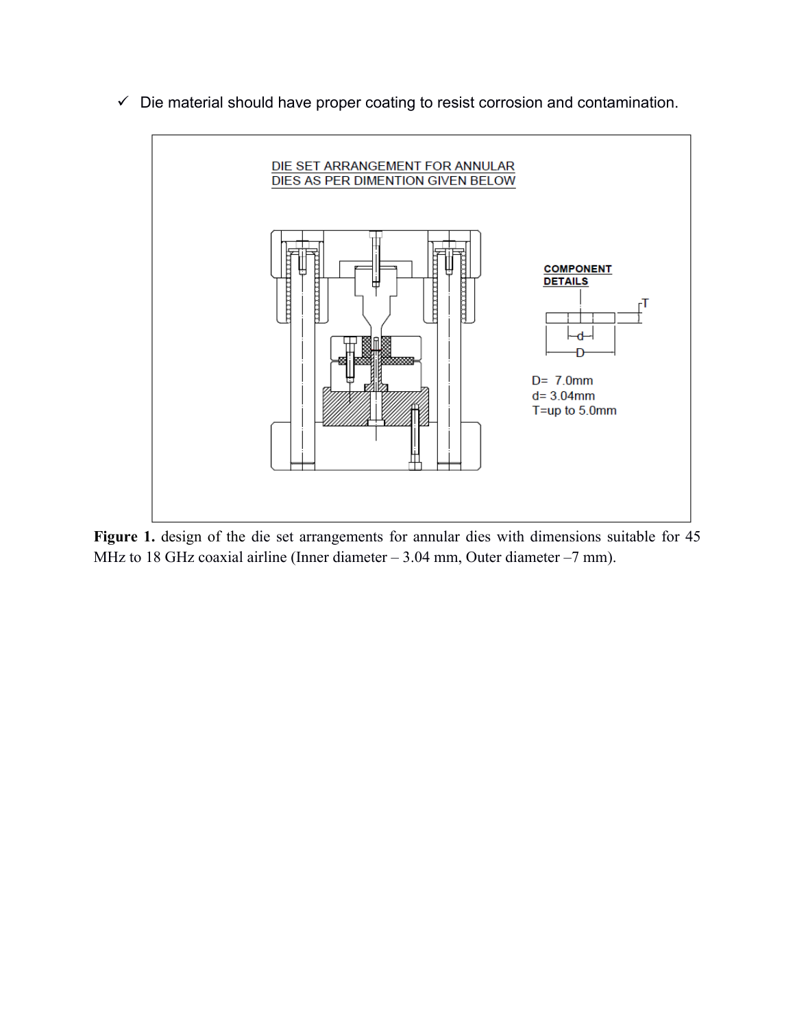- ✓ Die material should have proper coating to resist corrosion and contamination.

DIE SET ARRANGEMENT FOR ANNULAR DIES AS PER DIMENTION GIVEN BELOW

COMPONENT DETAILS

D= 7.0mm
d= 3.04mm
T=up to 5.0mm

**Figure 1.** design of the die set arrangements for annular dies with dimensions suitable for 45 MHz to 18 GHz coaxial airline (Inner diameter – 3.04 mm, Outer diameter –7 mm).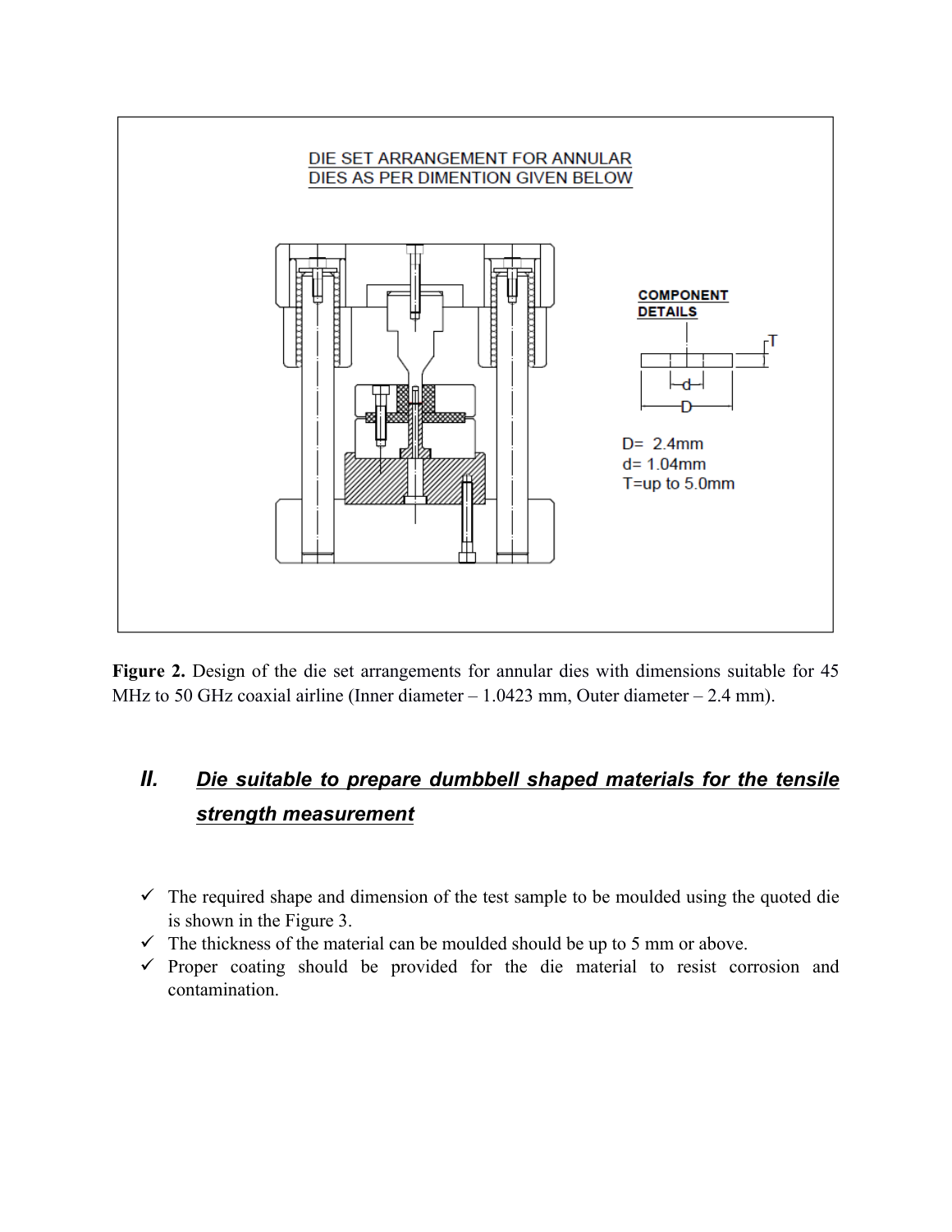DIE SET ARRANGEMENT FOR ANNULAR DIES AS PER DIMENTION GIVEN BELOW

COMPONENT DETAILS

D= 2.4mm
d= 1.04mm
T=up to 5.0mm

**Figure 2.** Design of the die set arrangements for annular dies with dimensions suitable for 45 MHz to 50 GHz coaxial airline (Inner diameter – 1.0423 mm, Outer diameter – 2.4 mm).

## *II. Die suitable to prepare dumbbell shaped materials for the tensile strength measurement*

- ✓ The required shape and dimension of the test sample to be moulded using the quoted die is shown in the Figure 3.
- ✓ The thickness of the material can be moulded should be up to 5 mm or above.
- ✓ Proper coating should be provided for the die material to resist corrosion and contamination.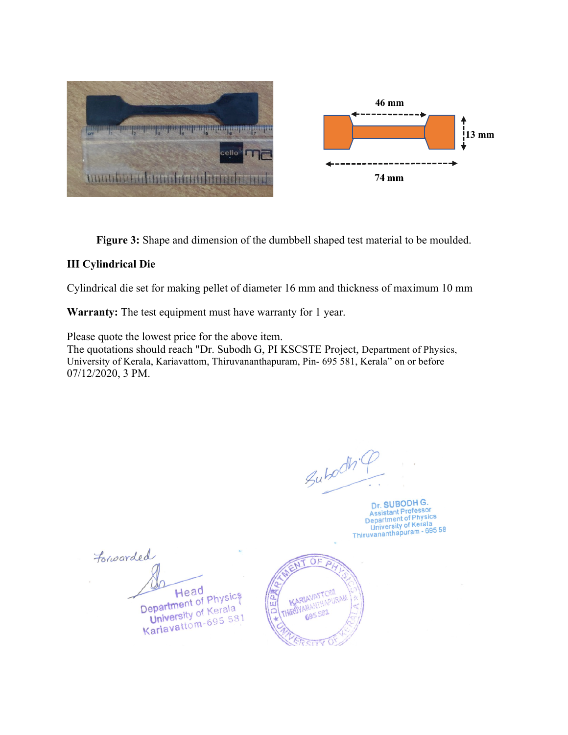46 mm

13 mm

74 mm

**Figure 3:** Shape and dimension of the dumbbell shaped test material to be moulded.

**III Cylindrical Die**

Cylindrical die set for making pellet of diameter 16 mm and thickness of maximum 10 mm

**Warranty:** The test equipment must have warranty for 1 year.

Please quote the lowest price for the above item.
The quotations should reach "Dr. Subodh G, PI KSCSTE Project, Department of Physics, University of Kerala, Kariavattom, Thiruvananthapuram, Pin- 695 581, Kerala" on or before 07/12/2020, 3 PM.

Subodh G

Dr. SUBODH G.
Assistant Professor
Department of Physics
University of Kerala
Thiruvananthapuram - 695 58

Forwarded

Head
Department of Physics
University of Kerala
Kariavattom-695 581

DEPARTMENT OF PHYSICS
KARIAVATTOM
THIRUVANANTHAPURAM
695 581
UNIVERSITY OF KERALA